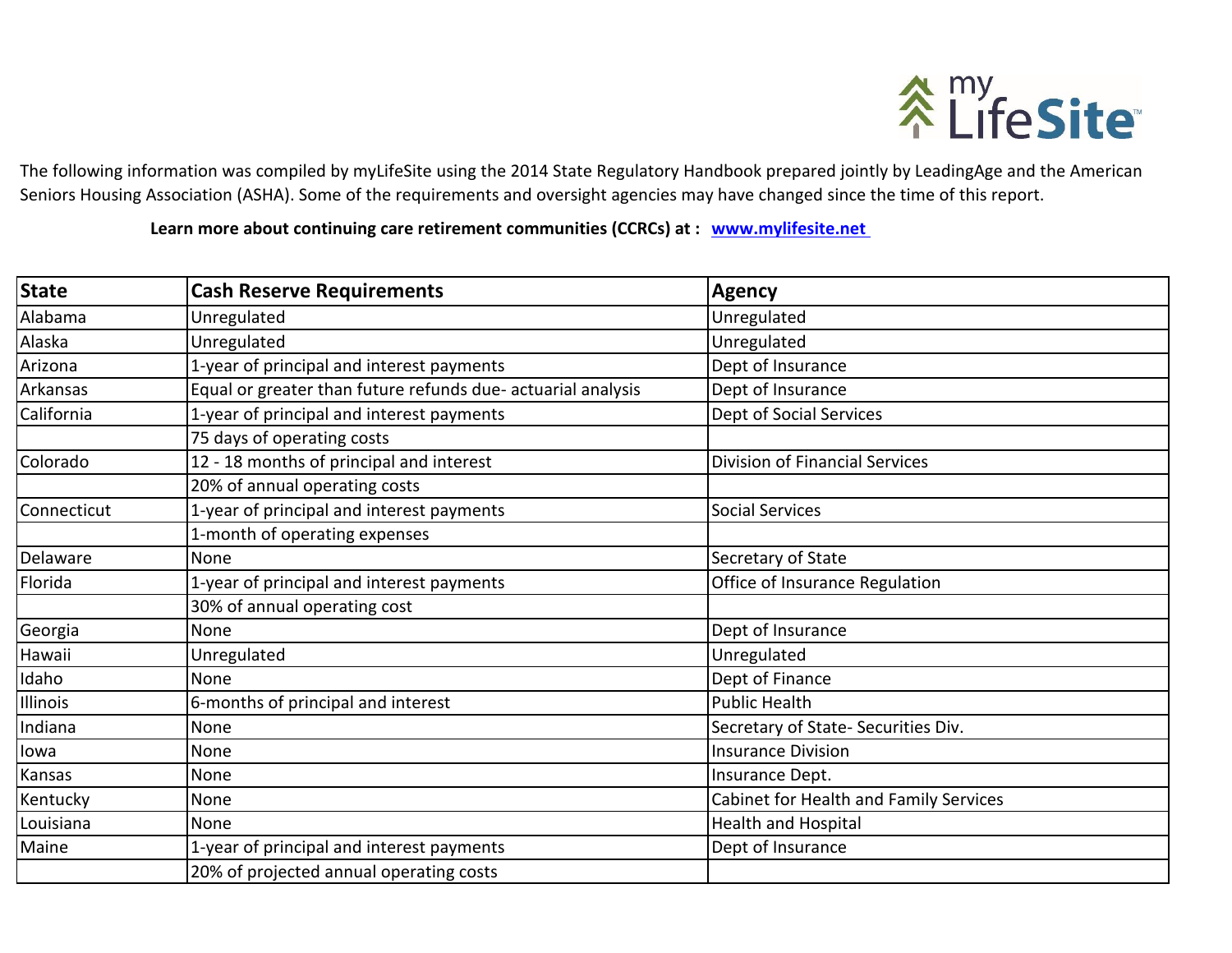The following information was compiled by myLifeSite using the 2014 State Regulatory Handbook prepared jointly by LeadingAge and the American Seniors Housing Association (ASHA). Some of the requirements and oversight agencies may have changed since the time of this report.

**Learn more about continuing care retirement communities (CCRCs) at : [www.mylifesite.net](http://www.mylifesite.net)**

| State | Cash Reserve Requirements | Agency |
|---|---|---|
| Alabama | Unregulated | Unregulated |
| Alaska | Unregulated | Unregulated |
| Arizona | 1-year of principal and interest payments | Dept of Insurance |
| Arkansas | Equal or greater than future refunds due- actuarial analysis | Dept of Insurance |
| California | 1-year of principal and interest payments | Dept of Social Services |
| | 75 days of operating costs | |
| Colorado | 12 - 18 months of principal and interest | Division of Financial Services |
| | 20% of annual operating costs | |
| Connecticut | 1-year of principal and interest payments | Social Services |
| | 1-month of operating expenses | |
| Delaware | None | Secretary of State |
| Florida | 1-year of principal and interest payments | Office of Insurance Regulation |
| | 30% of annual operating cost | |
| Georgia | None | Dept of Insurance |
| Hawaii | Unregulated | Unregulated |
| Idaho | None | Dept of Finance |
| Illinois | 6-months of principal and interest | Public Health |
| Indiana | None | Secretary of State- Securities Div. |
| Iowa | None | Insurance Division |
| Kansas | None | Insurance Dept. |
| Kentucky | None | Cabinet for Health and Family Services |
| Louisiana | None | Health and Hospital |
| Maine | 1-year of principal and interest payments | Dept of Insurance |
| | 20% of projected annual operating costs | |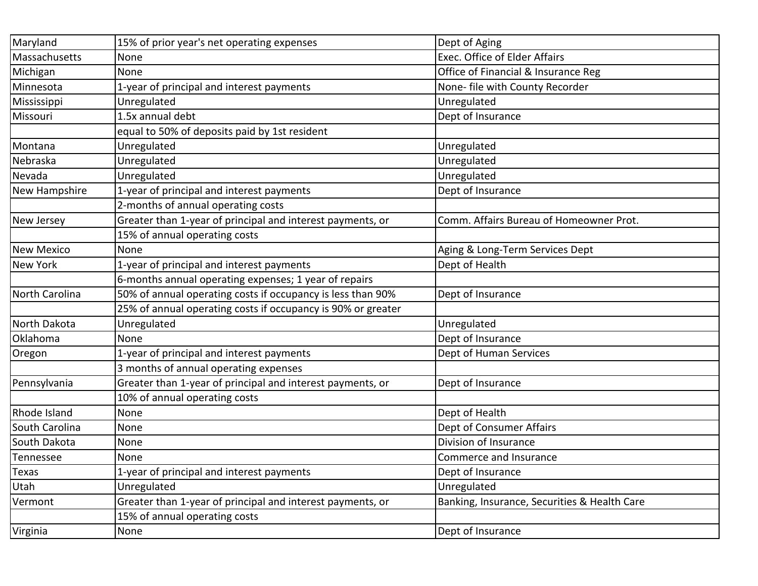| Maryland | 15% of prior year's net operating expenses | Dept of Aging |
|---|---|---|
| Massachusetts | None | Exec. Office of Elder Affairs |
| Michigan | None | Office of Financial & Insurance Reg |
| Minnesota | 1-year of principal and interest payments | None- file with County Recorder |
| Mississippi | Unregulated | Unregulated |
| Missouri | 1.5x annual debt | Dept of Insurance |
| | equal to 50% of deposits paid by 1st resident | |
| Montana | Unregulated | Unregulated |
| Nebraska | Unregulated | Unregulated |
| Nevada | Unregulated | Unregulated |
| New Hampshire | 1-year of principal and interest payments | Dept of Insurance |
| | 2-months of annual operating costs | |
| New Jersey | Greater than 1-year of principal and interest payments, or | Comm. Affairs Bureau of Homeowner Prot. |
| | 15% of annual operating costs | |
| New Mexico | None | Aging & Long-Term Services Dept |
| New York | 1-year of principal and interest payments | Dept of Health |
| | 6-months annual operating expenses; 1 year of repairs | |
| North Carolina | 50% of annual operating costs if occupancy is less than 90% | Dept of Insurance |
| | 25% of annual operating costs if occupancy is 90% or greater | |
| North Dakota | Unregulated | Unregulated |
| Oklahoma | None | Dept of Insurance |
| Oregon | 1-year of principal and interest payments | Dept of Human Services |
| | 3 months of annual operating expenses | |
| Pennsylvania | Greater than 1-year of principal and interest payments, or | Dept of Insurance |
| | 10% of annual operating costs | |
| Rhode Island | None | Dept of Health |
| South Carolina | None | Dept of Consumer Affairs |
| South Dakota | None | Division of Insurance |
| Tennessee | None | Commerce and Insurance |
| Texas | 1-year of principal and interest payments | Dept of Insurance |
| Utah | Unregulated | Unregulated |
| Vermont | Greater than 1-year of principal and interest payments, or | Banking, Insurance, Securities & Health Care |
| | 15% of annual operating costs | |
| Virginia | None | Dept of Insurance |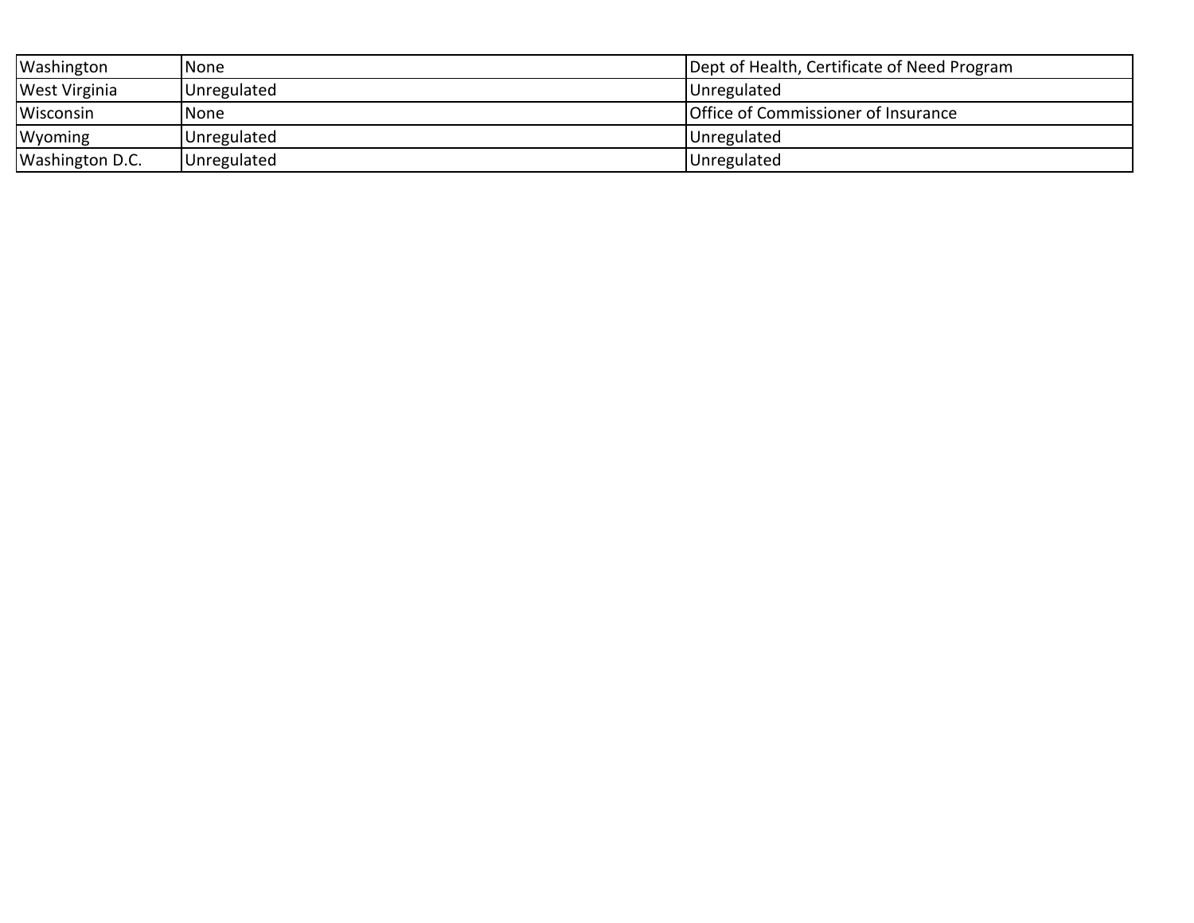| | | |
|---|---|---|
| Washington | None | Dept of Health, Certificate of Need Program |
| West Virginia | Unregulated | Unregulated |
| Wisconsin | None | Office of Commissioner of Insurance |
| Wyoming | Unregulated | Unregulated |
| Washington D.C. | Unregulated | Unregulated |